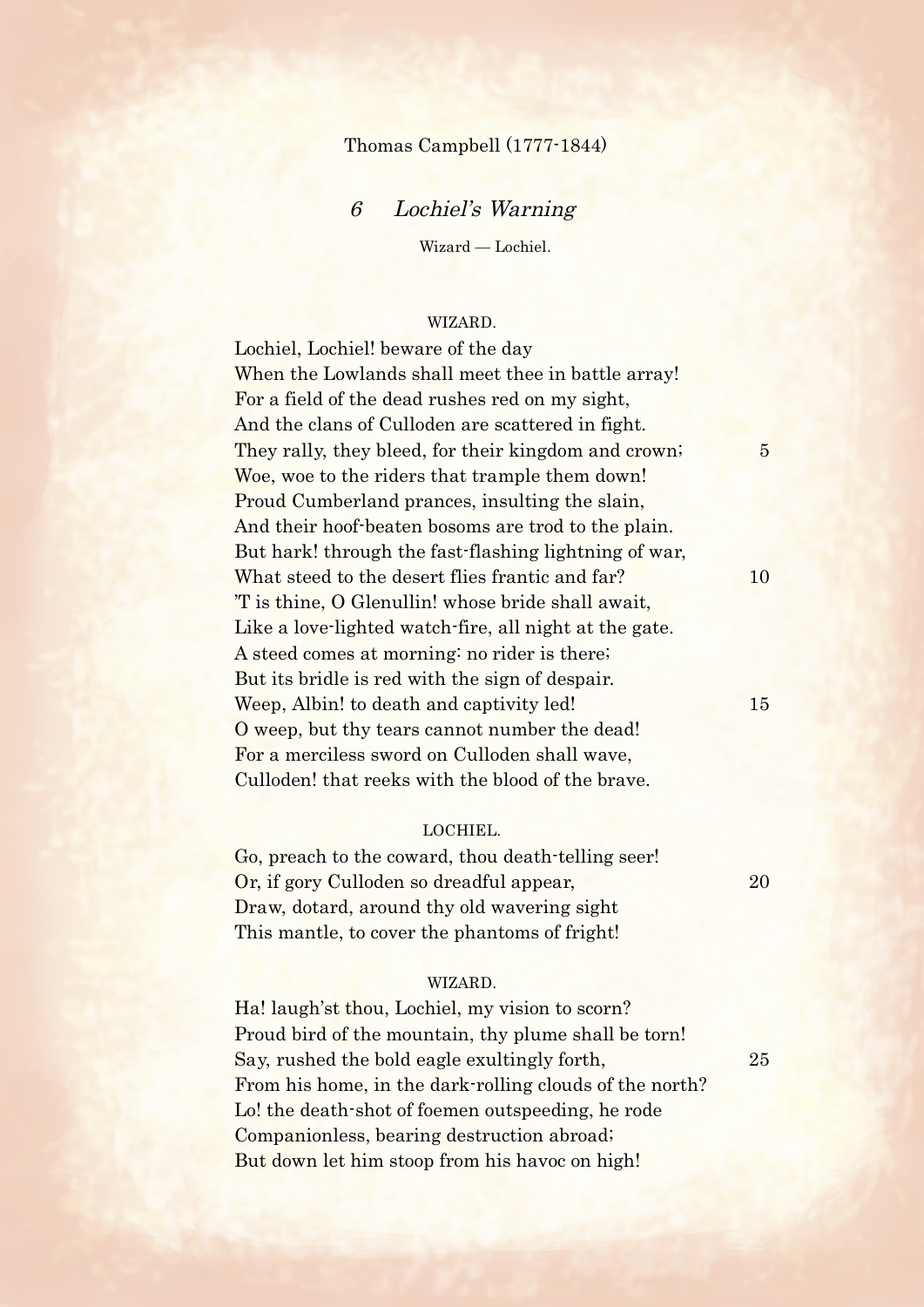Thomas Campbell (1777-1844)

## *6 Lochiel's Warning*

Wizard — Lochiel.

WIZARD.

Lochiel, Lochiel! beware of the day  
When the Lowlands shall meet thee in battle array!  
For a field of the dead rushes red on my sight,  
And the clans of Culloden are scattered in fight.  
They rally, they bleed, for their kingdom and crown; 5  
Woe, woe to the riders that trample them down!  
Proud Cumberland prances, insulting the slain,  
And their hoof-beaten bosoms are trod to the plain.  
But hark! through the fast-flashing lightning of war,  
What steed to the desert flies frantic and far? 10  
'T is thine, O Glenullin! whose bride shall await,  
Like a love-lighted watch-fire, all night at the gate.  
A steed comes at morning: no rider is there;  
But its bridle is red with the sign of despair.  
Weep, Albin! to death and captivity led! 15  
O weep, but thy tears cannot number the dead!  
For a merciless sword on Culloden shall wave,  
Culloden! that reeks with the blood of the brave.

LOCHIEL.

Go, preach to the coward, thou death-telling seer!  
Or, if gory Culloden so dreadful appear, 20  
Draw, dotard, around thy old wavering sight  
This mantle, to cover the phantoms of fright!

WIZARD.

Ha! laugh'st thou, Lochiel, my vision to scorn?  
Proud bird of the mountain, thy plume shall be torn!  
Say, rushed the bold eagle exultingly forth, 25  
From his home, in the dark-rolling clouds of the north?  
Lo! the death-shot of foemen outspeeding, he rode  
Companionless, bearing destruction abroad;  
But down let him stoop from his havoc on high!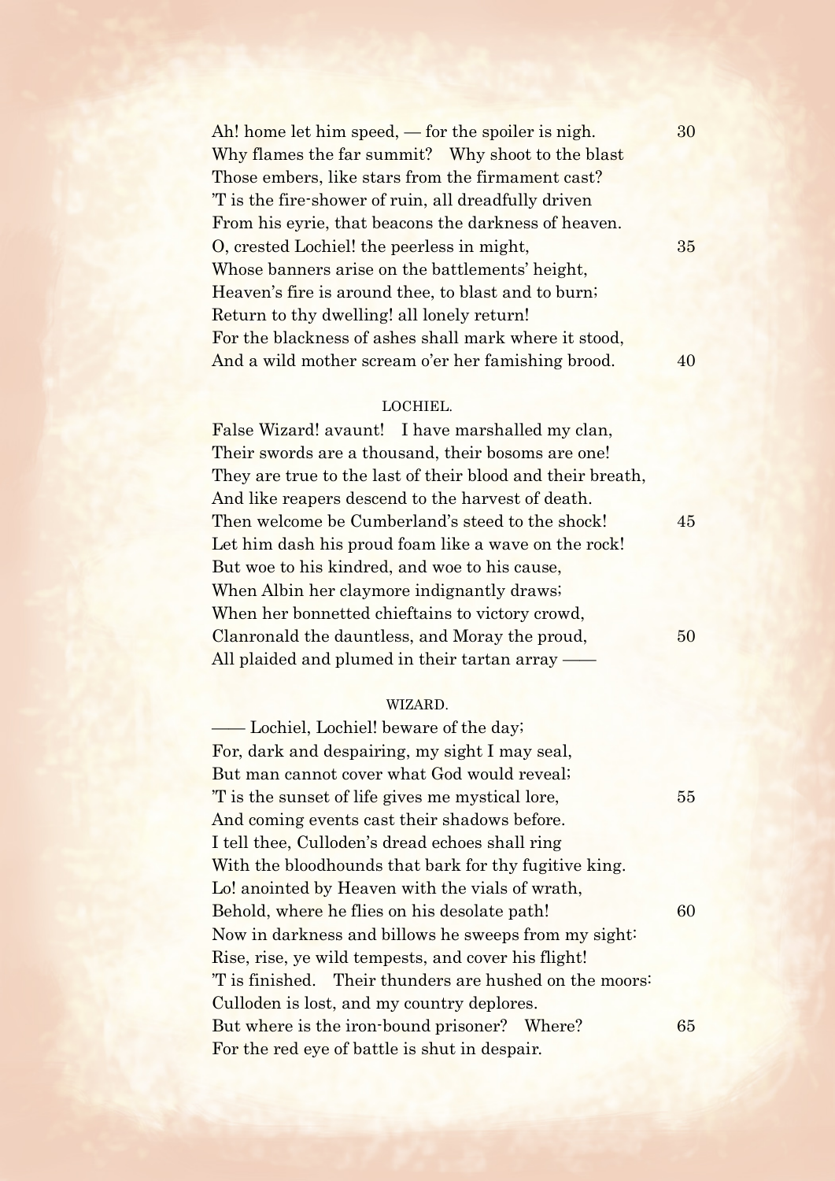Ah! home let him speed, — for the spoiler is nigh.  
Why flames the far summit? Why shoot to the blast  
Those embers, like stars from the firmament cast?  
'T is the fire-shower of ruin, all dreadfully driven  
From his eyrie, that beacons the darkness of heaven.  
O, crested Lochiel! the peerless in might,  
Whose banners arise on the battlements' height,  
Heaven's fire is around thee, to blast and to burn;  
Return to thy dwelling! all lonely return!  
For the blackness of ashes shall mark where it stood,  
And a wild mother scream o'er her famishing brood.

LOCHIEL.

False Wizard! avaunt! I have marshalled my clan,  
Their swords are a thousand, their bosoms are one!  
They are true to the last of their blood and their breath,  
And like reapers descend to the harvest of death.  
Then welcome be Cumberland's steed to the shock!  
Let him dash his proud foam like a wave on the rock!  
But woe to his kindred, and woe to his cause,  
When Albin her claymore indignantly draws;  
When her bonnetted chieftains to victory crowd,  
Clanronald the dauntless, and Moray the proud,  
All plaided and plumed in their tartan array ——

WIZARD.

—— Lochiel, Lochiel! beware of the day;  
For, dark and despairing, my sight I may seal,  
But man cannot cover what God would reveal;  
'T is the sunset of life gives me mystical lore,  
And coming events cast their shadows before.  
I tell thee, Culloden's dread echoes shall ring  
With the bloodhounds that bark for thy fugitive king.  
Lo! anointed by Heaven with the vials of wrath,  
Behold, where he flies on his desolate path!  
Now in darkness and billows he sweeps from my sight:  
Rise, rise, ye wild tempests, and cover his flight!  
'T is finished. Their thunders are hushed on the moors:  
Culloden is lost, and my country deplores.  
But where is the iron-bound prisoner? Where?  
For the red eye of battle is shut in despair.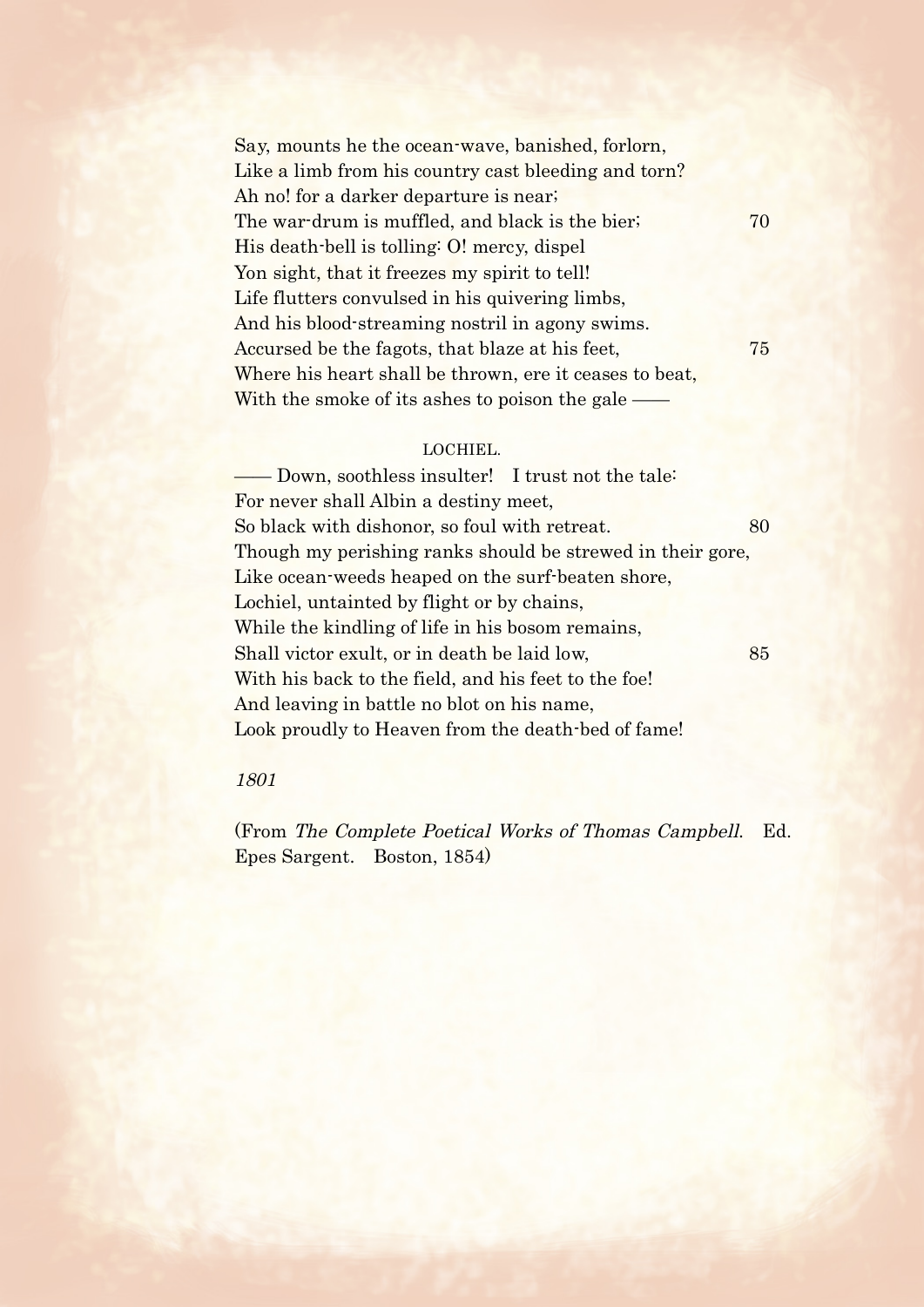Say, mounts he the ocean-wave, banished, forlorn,
Like a limb from his country cast bleeding and torn?
Ah no! for a darker departure is near;
The war-drum is muffled, and black is the bier; 70
His death-bell is tolling: O! mercy, dispel
Yon sight, that it freezes my spirit to tell!
Life flutters convulsed in his quivering limbs,
And his blood-streaming nostril in agony swims.
Accursed be the fagots, that blaze at his feet, 75
Where his heart shall be thrown, ere it ceases to beat,
With the smoke of its ashes to poison the gale ——

LOCHIEL.

—— Down, soothless insulter! I trust not the tale:
For never shall Albin a destiny meet,
So black with dishonor, so foul with retreat. 80
Though my perishing ranks should be strewed in their gore,
Like ocean-weeds heaped on the surf-beaten shore,
Lochiel, untainted by flight or by chains,
While the kindling of life in his bosom remains,
Shall victor exult, or in death be laid low, 85
With his back to the field, and his feet to the foe!
And leaving in battle no blot on his name,
Look proudly to Heaven from the death-bed of fame!

*1801*

(From *The Complete Poetical Works of Thomas Campbell*. Ed. Epes Sargent. Boston, 1854)